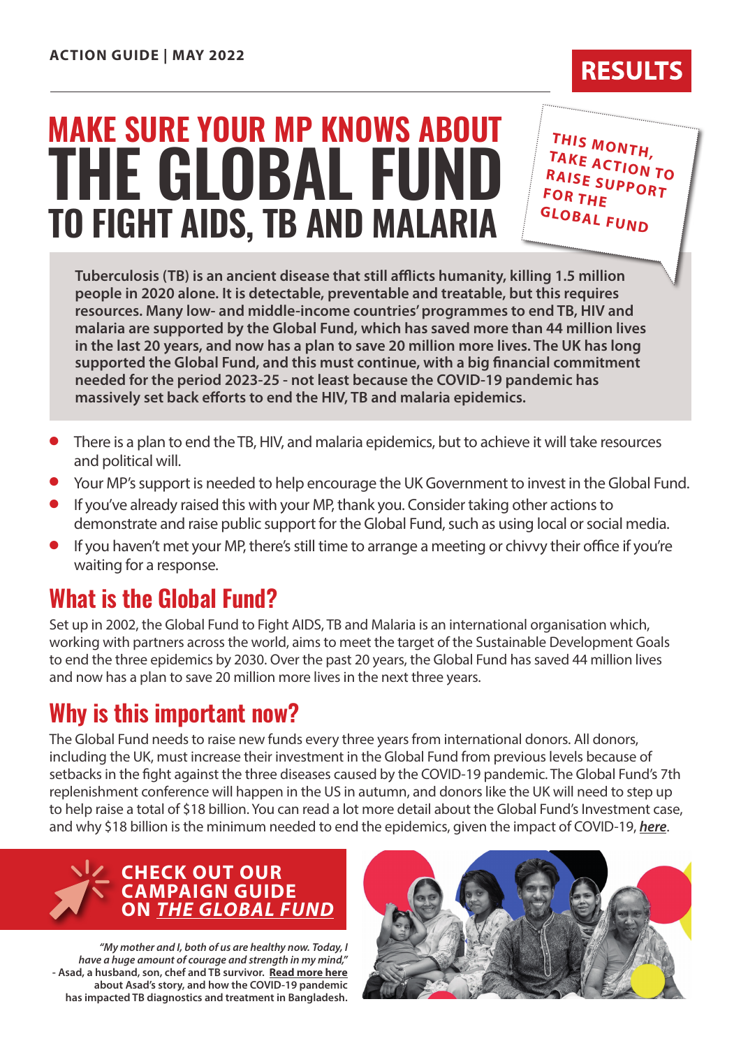**ACTION GUIDE | MAY 2022**

RESULTS

# MAKE SURE YOUR MP KNOWS ABOUT THE GLOBAL FUND TO FIGHT AIDS, TB AND MALARIA

THIS MONTH, TAKE ACTION TO RAISE SUPPORT FOR THE GLOBAL FUND

**Tuberculosis (TB) is an ancient disease that still afflicts humanity, killing 1.5 million people in 2020 alone. It is detectable, preventable and treatable, but this requires resources. Many low- and middle-income countries' programmes to end TB, HIV and malaria are supported by the Global Fund, which has saved more than 44 million lives in the last 20 years, and now has a plan to save 20 million more lives. The UK has long supported the Global Fund, and this must continue, with a big financial commitment needed for the period 2023-25 - not least because the COVID-19 pandemic has massively set back efforts to end the HIV, TB and malaria epidemics.**

- There is a plan to end the TB, HIV, and malaria epidemics, but to achieve it will take resources and political will.
- Your MP's support is needed to help encourage the UK Government to invest in the Global Fund.
- If you've already raised this with your MP, thank you. Consider taking other actions to demonstrate and raise public support for the Global Fund, such as using local or social media.
- If you haven't met your MP, there's still time to arrange a meeting or chivvy their office if you're waiting for a response.

## What is the Global Fund?

Set up in 2002, the Global Fund to Fight AIDS, TB and Malaria is an international organisation which, working with partners across the world, aims to meet the target of the Sustainable Development Goals to end the three epidemics by 2030. Over the past 20 years, the Global Fund has saved 44 million lives and now has a plan to save 20 million more lives in the next three years.

## Why is this important now?

The Global Fund needs to raise new funds every three years from international donors. All donors, including the UK, must increase their investment in the Global Fund from previous levels because of setbacks in the fight against the three diseases caused by the COVID-19 pandemic. The Global Fund's 7th replenishment conference will happen in the US in autumn, and donors like the UK will need to step up to help raise a total of $18 billion. You can read a lot more detail about the Global Fund's Investment case, and why $18 billion is the minimum needed to end the epidemics, given the impact of COVID-19, ***here***.

**CHECK OUT OUR CAMPAIGN GUIDE ON *THE GLOBAL FUND***

***"My mother and I, both of us are healthy now. Today, I have a huge amount of courage and strength in my mind,"***
**- Asad, a husband, son, chef and TB survivor. Read more here about Asad's story, and how the COVID-19 pandemic has impacted TB diagnostics and treatment in Bangladesh.**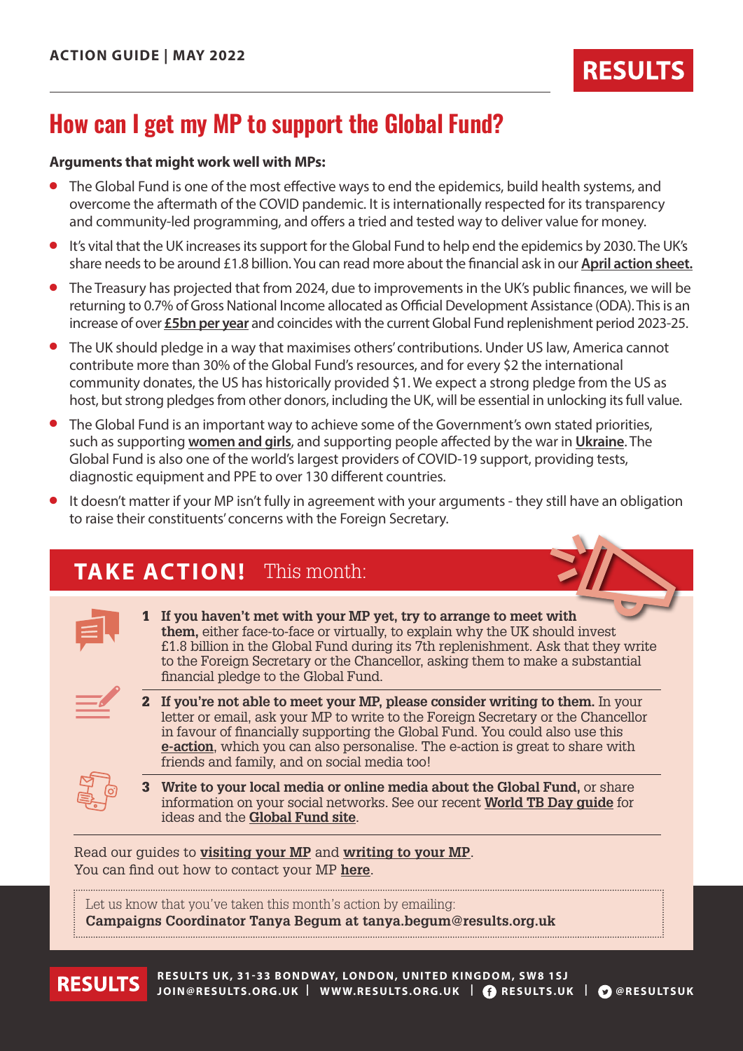ACTION GUIDE | MAY 2022

RESULTS

# How can I get my MP to support the Global Fund?

**Arguments that might work well with MPs:**

- The Global Fund is one of the most effective ways to end the epidemics, build health systems, and overcome the aftermath of the COVID pandemic. It is internationally respected for its transparency and community-led programming, and offers a tried and tested way to deliver value for money.
- It's vital that the UK increases its support for the Global Fund to help end the epidemics by 2030. The UK's share needs to be around £1.8 billion. You can read more about the financial ask in our **April action sheet.**
- The Treasury has projected that from 2024, due to improvements in the UK's public finances, we will be returning to 0.7% of Gross National Income allocated as Official Development Assistance (ODA). This is an increase of over **£5bn per year** and coincides with the current Global Fund replenishment period 2023-25.
- The UK should pledge in a way that maximises others' contributions. Under US law, America cannot contribute more than 30% of the Global Fund's resources, and for every $2 the international community donates, the US has historically provided $1. We expect a strong pledge from the US as host, but strong pledges from other donors, including the UK, will be essential in unlocking its full value.
- The Global Fund is an important way to achieve some of the Government's own stated priorities, such as supporting **women and girls**, and supporting people affected by the war in **Ukraine**. The Global Fund is also one of the world's largest providers of COVID-19 support, providing tests, diagnostic equipment and PPE to over 130 different countries.
- It doesn't matter if your MP isn't fully in agreement with your arguments - they still have an obligation to raise their constituents' concerns with the Foreign Secretary.

## TAKE ACTION! This month:

1. **If you haven't met with your MP yet, try to arrange to meet with them,** either face-to-face or virtually, to explain why the UK should invest £1.8 billion in the Global Fund during its 7th replenishment. Ask that they write to the Foreign Secretary or the Chancellor, asking them to make a substantial financial pledge to the Global Fund.
2. **If you're not able to meet your MP, please consider writing to them.** In your letter or email, ask your MP to write to the Foreign Secretary or the Chancellor in favour of financially supporting the Global Fund. You could also use this **e-action**, which you can also personalise. The e-action is great to share with friends and family, and on social media too!
3. **Write to your local media or online media about the Global Fund,** or share information on your social networks. See our recent **World TB Day guide** for ideas and the **Global Fund site**.

Read our guides to **visiting your MP** and **writing to your MP**.
You can find out how to contact your MP **here**.

Let us know that you've taken this month's action by emailing:
**Campaigns Coordinator Tanya Begum at tanya.begum@results.org.uk**

RESULTS UK, 31-33 BONDWAY, LONDON, UNITED KINGDOM, SW8 1SJ
JOIN@RESULTS.ORG.UK | WWW.RESULTS.ORG.UK | RESULTS.UK | @RESULTSUK